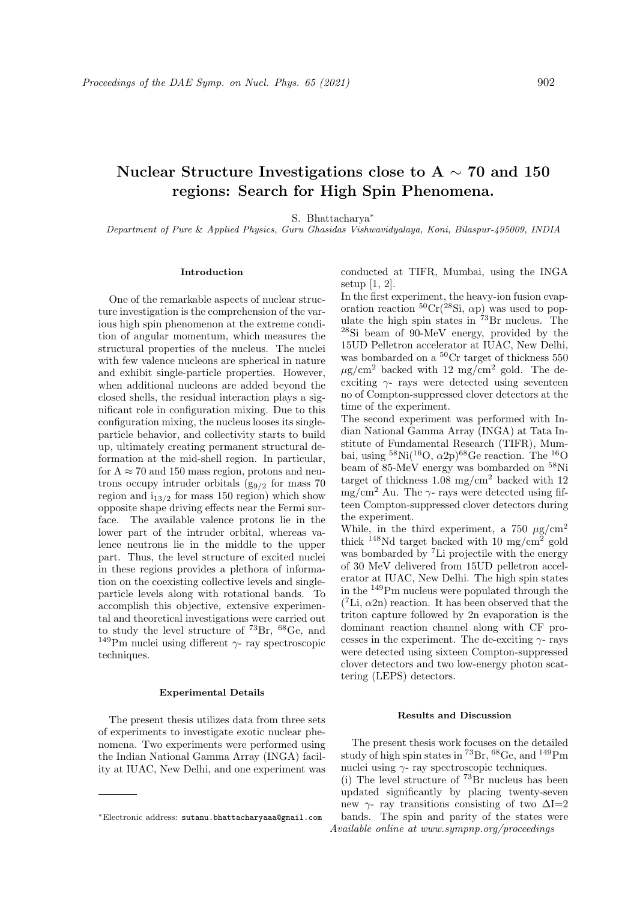# Nuclear Structure Investigations close to A $\sim$ 70 and 150 regions: Search for High Spin Phenomena.

S. Bhattacharya*

*Department of Pure & Applied Physics, Guru Ghasidas Vishwavidyalaya, Koni, Bilaspur-495009, INDIA*

## Introduction

One of the remarkable aspects of nuclear structure investigation is the comprehension of the various high spin phenomenon at the extreme condition of angular momentum, which measures the structural properties of the nucleus. The nuclei with few valence nucleons are spherical in nature and exhibit single-particle properties. However, when additional nucleons are added beyond the closed shells, the residual interaction plays a significant role in configuration mixing. Due to this configuration mixing, the nucleus looses its single-particle behavior, and collectivity starts to build up, ultimately creating permanent structural deformation at the mid-shell region. In particular, for A $\approx$ 70 and 150 mass region, protons and neutrons occupy intruder orbitals ($g_{9/2}$ for mass 70 region and $i_{13/2}$ for mass 150 region) which show opposite shape driving effects near the Fermi surface. The available valence protons lie in the lower part of the intruder orbital, whereas valence neutrons lie in the middle to the upper part. Thus, the level structure of excited nuclei in these regions provides a plethora of information on the coexisting collective levels and single-particle levels along with rotational bands. To accomplish this objective, extensive experimental and theoretical investigations were carried out to study the level structure of $^{73}$Br, $^{68}$Ge, and $^{149}$Pm nuclei using different $\gamma$- ray spectroscopic techniques.

## Experimental Details

The present thesis utilizes data from three sets of experiments to investigate exotic nuclear phenomena. Two experiments were performed using the Indian National Gamma Array (INGA) facility at IUAC, New Delhi, and one experiment was conducted at TIFR, Mumbai, using the INGA setup [1, 2].

In the first experiment, the heavy-ion fusion evaporation reaction $^{50}$Cr($^{28}$Si, $\alpha$p) was used to populate the high spin states in $^{73}$Br nucleus. The $^{28}$Si beam of 90-MeV energy, provided by the 15UD Pelletron accelerator at IUAC, New Delhi, was bombarded on a $^{50}$Cr target of thickness 550 $\mu$g/cm$^2$ backed with 12 mg/cm$^2$ gold. The de-exciting $\gamma$- rays were detected using seventeen no of Compton-suppressed clover detectors at the time of the experiment.

The second experiment was performed with Indian National Gamma Array (INGA) at Tata Institute of Fundamental Research (TIFR), Mumbai, using $^{58}$Ni($^{16}$O, $\alpha$2p)$^{68}$Ge reaction. The $^{16}$O beam of 85-MeV energy was bombarded on $^{58}$Ni target of thickness 1.08 mg/cm$^2$ backed with 12 mg/cm$^2$ Au. The $\gamma$- rays were detected using fifteen Compton-suppressed clover detectors during the experiment.

While, in the third experiment, a 750 $\mu$g/cm$^2$ thick $^{148}$Nd target backed with 10 mg/cm$^2$ gold was bombarded by $^7$Li projectile with the energy of 30 MeV delivered from 15UD pelletron accelerator at IUAC, New Delhi. The high spin states in the $^{149}$Pm nucleus were populated through the ($^7$Li, $\alpha$2n) reaction. It has been observed that the triton capture followed by 2n evaporation is the dominant reaction channel along with CF processes in the experiment. The de-exciting $\gamma$- rays were detected using sixteen Compton-suppressed clover detectors and two low-energy photon scattering (LEPS) detectors.

## Results and Discussion

The present thesis work focuses on the detailed study of high spin states in $^{73}$Br, $^{68}$Ge, and $^{149}$Pm nuclei using $\gamma$- ray spectroscopic techniques.

(i) The level structure of $^{73}$Br nucleus has been updated significantly by placing twenty-seven new $\gamma$- ray transitions consisting of two $\Delta$I=2 bands. The spin and parity of the states were

*Electronic address: sutanu.bhattacharyaaa@gmail.com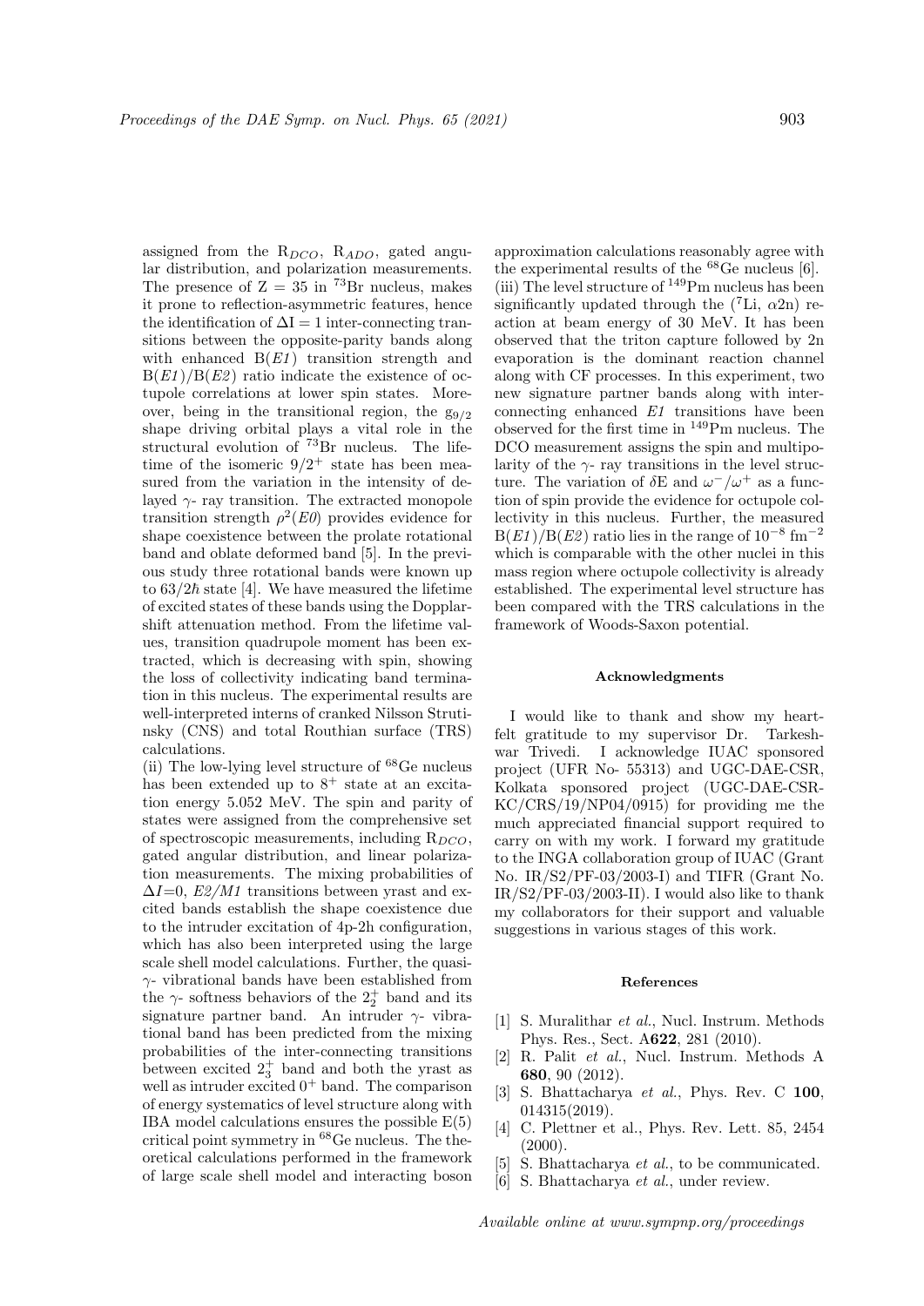assigned from the $R_{DCO}$, $R_{ADO}$, gated angular distribution, and polarization measurements. The presence of Z = 35 in $^{73}$Br nucleus, makes it prone to reflection-asymmetric features, hence the identification of $\Delta I = 1$ inter-connecting transitions between the opposite-parity bands along with enhanced B(*E1*) transition strength and B(*E1*)/B(*E2*) ratio indicate the existence of octupole correlations at lower spin states. Moreover, being in the transitional region, the $g_{9/2}$ shape driving orbital plays a vital role in the structural evolution of $^{73}$Br nucleus. The lifetime of the isomeric $9/2^+$ state has been measured from the variation in the intensity of delayed $\gamma$- ray transition. The extracted monopole transition strength $\rho^2(E0)$ provides evidence for shape coexistence between the prolate rotational band and oblate deformed band [5]. In the previous study three rotational bands were known up to $63/2\hbar$ state [4]. We have measured the lifetime of excited states of these bands using the Doppler-shift attenuation method. From the lifetime values, transition quadrupole moment has been extracted, which is decreasing with spin, showing the loss of collectivity indicating band termination in this nucleus. The experimental results are well-interpreted interns of cranked Nilsson Strutinsky (CNS) and total Routhian surface (TRS) calculations.

(ii) The low-lying level structure of $^{68}$Ge nucleus has been extended up to $8^+$ state at an excitation energy 5.052 MeV. The spin and parity of states were assigned from the comprehensive set of spectroscopic measurements, including $R_{DCO}$, gated angular distribution, and linear polarization measurements. The mixing probabilities of $\Delta I$=0, *E2/M1* transitions between yrast and excited bands establish the shape coexistence due to the intruder excitation of 4p-2h configuration, which has also been interpreted using the large scale shell model calculations. Further, the quasi-$\gamma$- vibrational bands have been established from the $\gamma$- softness behaviors of the $2_2^+$ band and its signature partner band. An intruder $\gamma$- vibrational band has been predicted from the mixing probabilities of the inter-connecting transitions between excited $2_3^+$ band and both the yrast as well as intruder excited $0^+$ band. The comparison of energy systematics of level structure along with IBA model calculations ensures the possible E(5) critical point symmetry in $^{68}$Ge nucleus. The theoretical calculations performed in the framework of large scale shell model and interacting boson approximation calculations reasonably agree with the experimental results of the $^{68}$Ge nucleus [6].

(iii) The level structure of $^{149}$Pm nucleus has been significantly updated through the ($^7$Li, $\alpha$2n) reaction at beam energy of 30 MeV. It has been observed that the triton capture followed by 2n evaporation is the dominant reaction channel along with CF processes. In this experiment, two new signature partner bands along with interconnecting enhanced *E1* transitions have been observed for the first time in $^{149}$Pm nucleus. The DCO measurement assigns the spin and multipolarity of the $\gamma$- ray transitions in the level structure. The variation of $\delta$E and $\omega^-/\omega^+$ as a function of spin provide the evidence for octupole collectivity in this nucleus. Further, the measured B(*E1*)/B(*E2*) ratio lies in the range of $10^{-8}$ fm$^{-2}$ which is comparable with the other nuclei in this mass region where octupole collectivity is already established. The experimental level structure has been compared with the TRS calculations in the framework of Woods-Saxon potential.

## Acknowledgments

I would like to thank and show my heartfelt gratitude to my supervisor Dr. Tarkeshwar Trivedi. I acknowledge IUAC sponsored project (UFR No- 55313) and UGC-DAE-CSR, Kolkata sponsored project (UGC-DAE-CSR-KC/CRS/19/NP04/0915) for providing me the much appreciated financial support required to carry on with my work. I forward my gratitude to the INGA collaboration group of IUAC (Grant No. IR/S2/PF-03/2003-I) and TIFR (Grant No. IR/S2/PF-03/2003-II). I would also like to thank my collaborators for their support and valuable suggestions in various stages of this work.

## References

[1] S. Muralithar *et al.*, Nucl. Instrum. Methods Phys. Res., Sect. A**622**, 281 (2010).

[2] R. Palit *et al.*, Nucl. Instrum. Methods A **680**, 90 (2012).

[3] S. Bhattacharya *et al.*, Phys. Rev. C **100**, 014315(2019).

[4] C. Plettner et al., Phys. Rev. Lett. 85, 2454 (2000).

[5] S. Bhattacharya *et al.*, to be communicated.

[6] S. Bhattacharya *et al.*, under review.

*Available online at www.sympnp.org/proceedings*